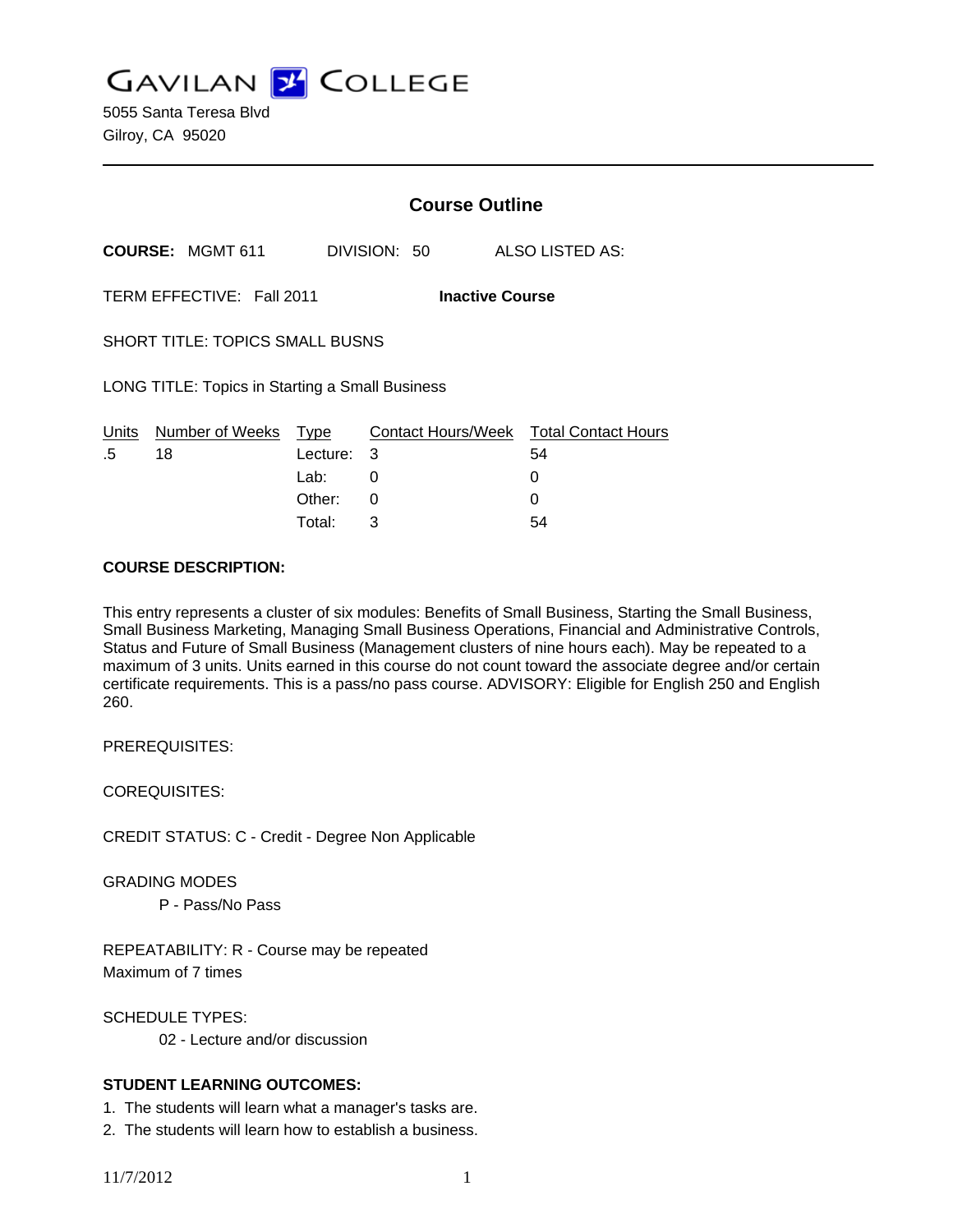# GAVILAN COLLEGE

5055 Santa Teresa Blvd
Gilroy, CA 95020

---

## Course Outline

**COURSE:** MGMT 611 DIVISION: 50 ALSO LISTED AS:

TERM EFFECTIVE: Fall 2011 **Inactive Course**

SHORT TITLE: TOPICS SMALL BUSNS

LONG TITLE: Topics in Starting a Small Business

| Units | Number of Weeks | Type | Contact Hours/Week | Total Contact Hours |
|---|---|---|---|---|
| .5 | 18 | Lecture: | 3 | 54 |
| | | Lab: | 0 | 0 |
| | | Other: | 0 | 0 |
| | | Total: | 3 | 54 |

**COURSE DESCRIPTION:**

This entry represents a cluster of six modules: Benefits of Small Business, Starting the Small Business, Small Business Marketing, Managing Small Business Operations, Financial and Administrative Controls, Status and Future of Small Business (Management clusters of nine hours each). May be repeated to a maximum of 3 units. Units earned in this course do not count toward the associate degree and/or certain certificate requirements. This is a pass/no pass course. ADVISORY: Eligible for English 250 and English 260.

PREREQUISITES:

COREQUISITES:

CREDIT STATUS: C - Credit - Degree Non Applicable

GRADING MODES

P - Pass/No Pass

REPEATABILITY: R - Course may be repeated
Maximum of 7 times

SCHEDULE TYPES:

02 - Lecture and/or discussion

**STUDENT LEARNING OUTCOMES:**

1. The students will learn what a manager's tasks are.
2. The students will learn how to establish a business.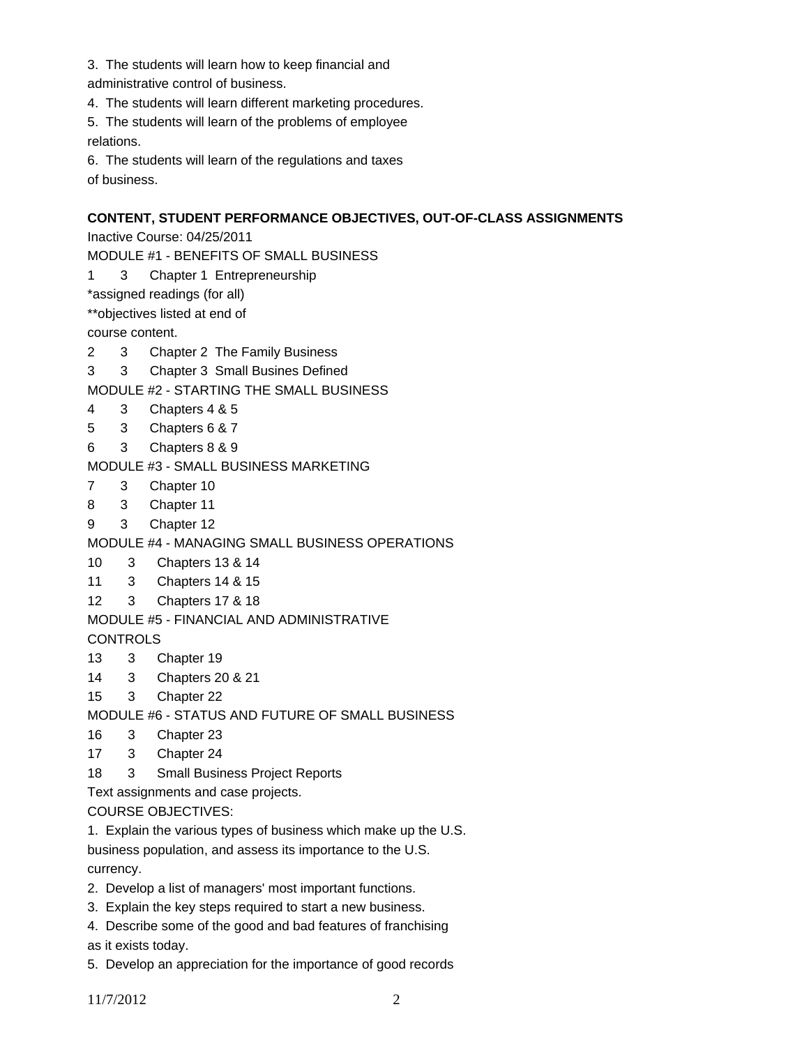3. The students will learn how to keep financial and administrative control of business.

4. The students will learn different marketing procedures.

5. The students will learn of the problems of employee relations.

6. The students will learn of the regulations and taxes of business.

**CONTENT, STUDENT PERFORMANCE OBJECTIVES, OUT-OF-CLASS ASSIGNMENTS**

Inactive Course: 04/25/2011

MODULE #1 - BENEFITS OF SMALL BUSINESS

1 3 Chapter 1 Entrepreneurship

*assigned readings (for all)

**objectives listed at end of course content.

2 3 Chapter 2 The Family Business

3 3 Chapter 3 Small Busines Defined

MODULE #2 - STARTING THE SMALL BUSINESS

4 3 Chapters 4 & 5

5 3 Chapters 6 & 7

6 3 Chapters 8 & 9

MODULE #3 - SMALL BUSINESS MARKETING

7 3 Chapter 10

8 3 Chapter 11

9 3 Chapter 12

MODULE #4 - MANAGING SMALL BUSINESS OPERATIONS

10 3 Chapters 13 & 14

11 3 Chapters 14 & 15

12 3 Chapters 17 & 18

MODULE #5 - FINANCIAL AND ADMINISTRATIVE CONTROLS

13 3 Chapter 19

14 3 Chapters 20 & 21

15 3 Chapter 22

MODULE #6 - STATUS AND FUTURE OF SMALL BUSINESS

16 3 Chapter 23

17 3 Chapter 24

18 3 Small Business Project Reports

Text assignments and case projects.

COURSE OBJECTIVES:

1. Explain the various types of business which make up the U.S. business population, and assess its importance to the U.S. currency.

2. Develop a list of managers' most important functions.

3. Explain the key steps required to start a new business.

4. Describe some of the good and bad features of franchising as it exists today.

5. Develop an appreciation for the importance of good records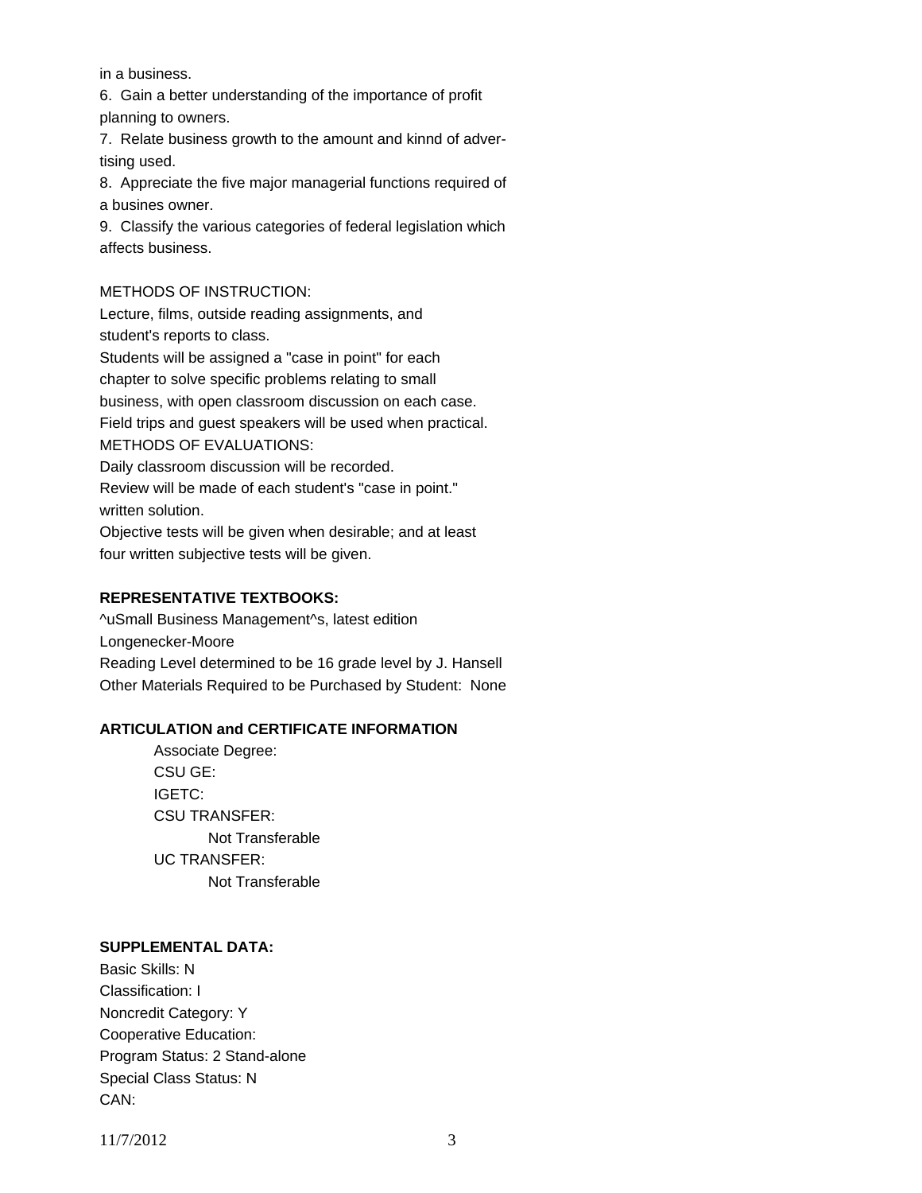in a business.

6. Gain a better understanding of the importance of profit planning to owners.

7. Relate business growth to the amount and kinnd of advertising used.

8. Appreciate the five major managerial functions required of a busines owner.

9. Classify the various categories of federal legislation which affects business.

METHODS OF INSTRUCTION:
Lecture, films, outside reading assignments, and student's reports to class.
Students will be assigned a "case in point" for each chapter to solve specific problems relating to small business, with open classroom discussion on each case.
Field trips and guest speakers will be used when practical.
METHODS OF EVALUATIONS:
Daily classroom discussion will be recorded.
Review will be made of each student's "case in point." written solution.
Objective tests will be given when desirable; and at least four written subjective tests will be given.

**REPRESENTATIVE TEXTBOOKS:**

^uSmall Business Management^s, latest edition
Longenecker-Moore
Reading Level determined to be 16 grade level by J. Hansell
Other Materials Required to be Purchased by Student: None

**ARTICULATION and CERTIFICATE INFORMATION**

Associate Degree:
CSU GE:
IGETC:
CSU TRANSFER:
Not Transferable
UC TRANSFER:
Not Transferable

**SUPPLEMENTAL DATA:**

Basic Skills: N
Classification: I
Noncredit Category: Y
Cooperative Education:
Program Status: 2 Stand-alone
Special Class Status: N
CAN: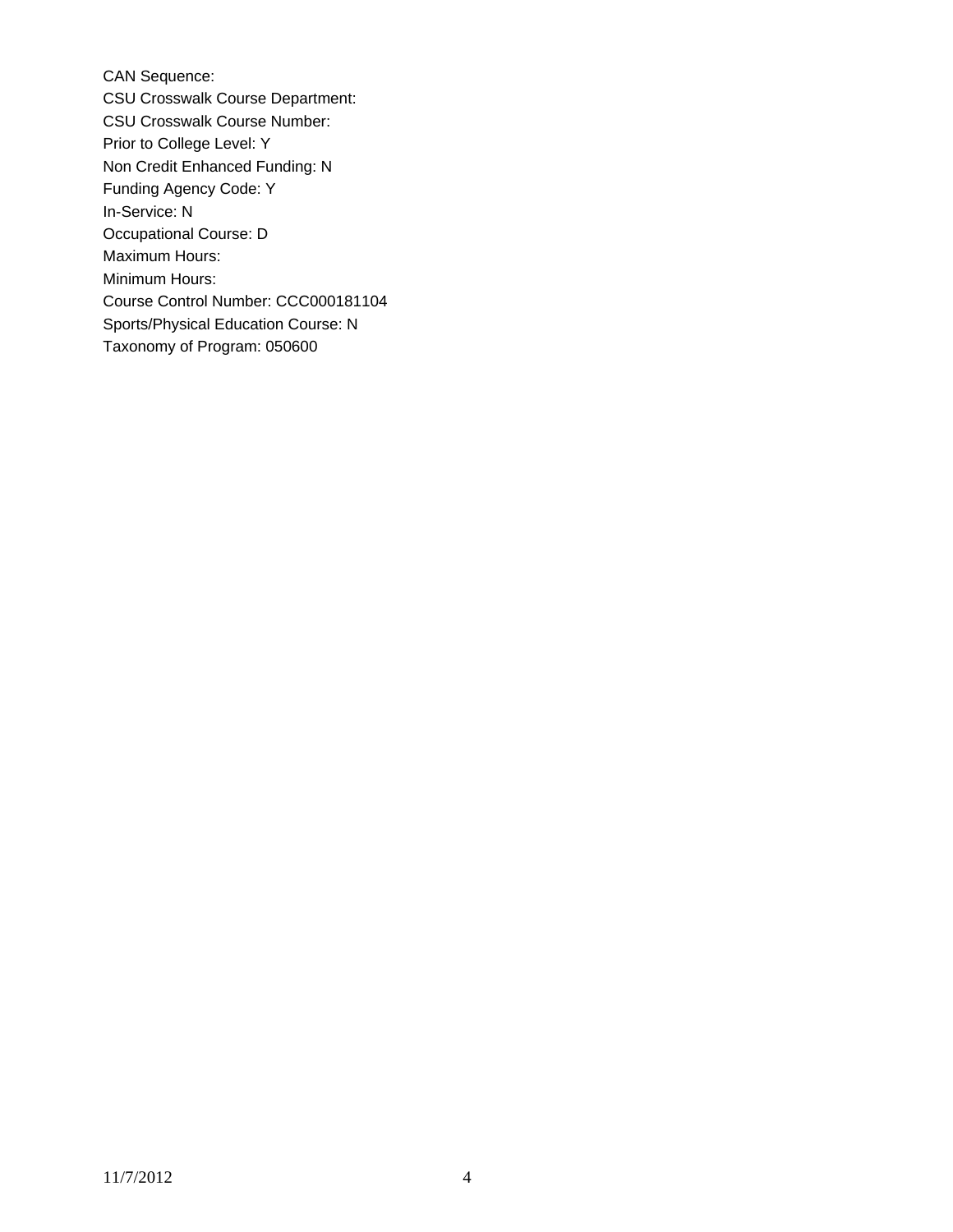CAN Sequence:
CSU Crosswalk Course Department:
CSU Crosswalk Course Number:
Prior to College Level: Y
Non Credit Enhanced Funding: N
Funding Agency Code: Y
In-Service: N
Occupational Course: D
Maximum Hours:
Minimum Hours:
Course Control Number: CCC000181104
Sports/Physical Education Course: N
Taxonomy of Program: 050600